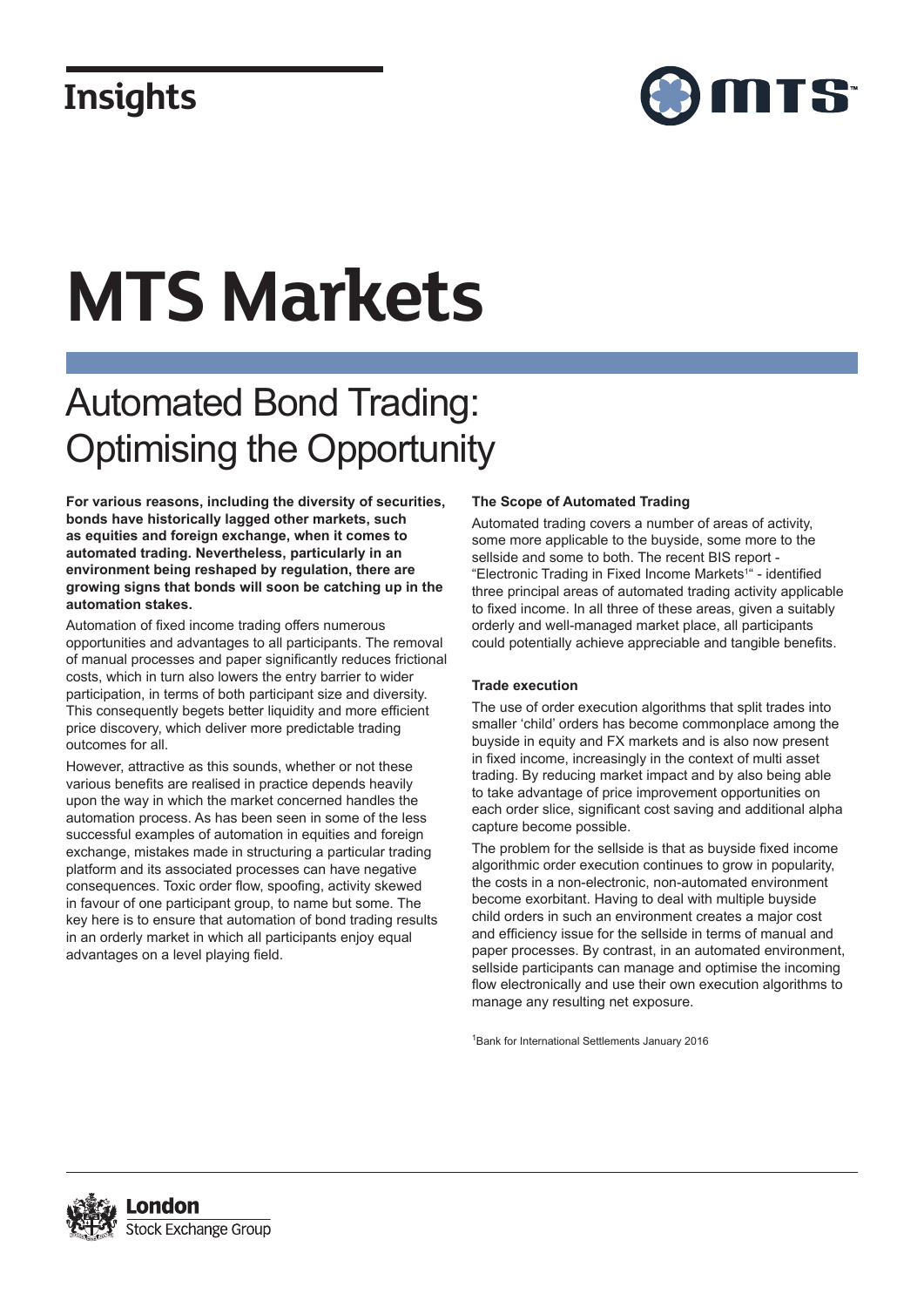Insights

# MTS Markets

## Automated Bond Trading: Optimising the Opportunity

**For various reasons, including the diversity of securities, bonds have historically lagged other markets, such as equities and foreign exchange, when it comes to automated trading. Nevertheless, particularly in an environment being reshaped by regulation, there are growing signs that bonds will soon be catching up in the automation stakes.**

Automation of fixed income trading offers numerous opportunities and advantages to all participants. The removal of manual processes and paper significantly reduces frictional costs, which in turn also lowers the entry barrier to wider participation, in terms of both participant size and diversity. This consequently begets better liquidity and more efficient price discovery, which deliver more predictable trading outcomes for all.

However, attractive as this sounds, whether or not these various benefits are realised in practice depends heavily upon the way in which the market concerned handles the automation process. As has been seen in some of the less successful examples of automation in equities and foreign exchange, mistakes made in structuring a particular trading platform and its associated processes can have negative consequences. Toxic order flow, spoofing, activity skewed in favour of one participant group, to name but some. The key here is to ensure that automation of bond trading results in an orderly market in which all participants enjoy equal advantages on a level playing field.

### The Scope of Automated Trading

Automated trading covers a number of areas of activity, some more applicable to the buyside, some more to the sellside and some to both. The recent BIS report - "Electronic Trading in Fixed Income Markets[1]" - identified three principal areas of automated trading activity applicable to fixed income. In all three of these areas, given a suitably orderly and well-managed market place, all participants could potentially achieve appreciable and tangible benefits.

### Trade execution

The use of order execution algorithms that split trades into smaller 'child' orders has become commonplace among the buyside in equity and FX markets and is also now present in fixed income, increasingly in the context of multi asset trading. By reducing market impact and by also being able to take advantage of price improvement opportunities on each order slice, significant cost saving and additional alpha capture become possible.

The problem for the sellside is that as buyside fixed income algorithmic order execution continues to grow in popularity, the costs in a non-electronic, non-automated environment become exorbitant. Having to deal with multiple buyside child orders in such an environment creates a major cost and efficiency issue for the sellside in terms of manual and paper processes. By contrast, in an automated environment, sellside participants can manage and optimise the incoming flow electronically and use their own execution algorithms to manage any resulting net exposure.

[1]Bank for International Settlements January 2016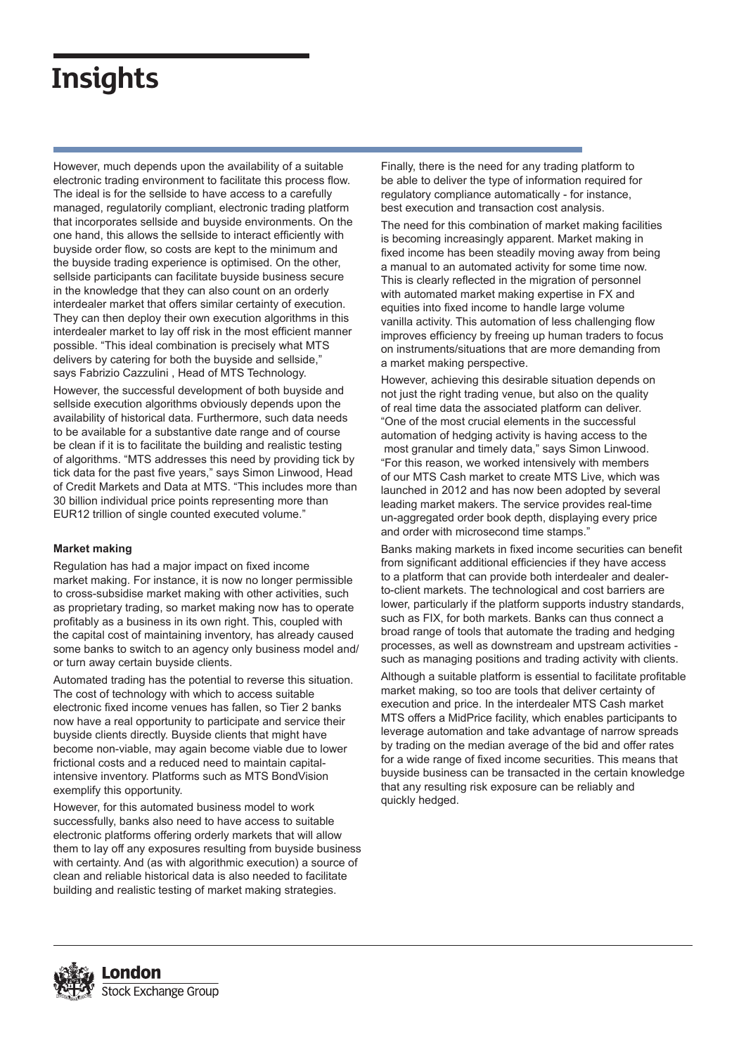However, much depends upon the availability of a suitable electronic trading environment to facilitate this process flow. The ideal is for the sellside to have access to a carefully managed, regulatorily compliant, electronic trading platform that incorporates sellside and buyside environments. On the one hand, this allows the sellside to interact efficiently with buyside order flow, so costs are kept to the minimum and the buyside trading experience is optimised. On the other, sellside participants can facilitate buyside business secure in the knowledge that they can also count on an orderly interdealer market that offers similar certainty of execution. They can then deploy their own execution algorithms in this interdealer market to lay off risk in the most efficient manner possible. "This ideal combination is precisely what MTS delivers by catering for both the buyside and sellside," says Fabrizio Cazzulini , Head of MTS Technology.

However, the successful development of both buyside and sellside execution algorithms obviously depends upon the availability of historical data. Furthermore, such data needs to be available for a substantive date range and of course be clean if it is to facilitate the building and realistic testing of algorithms. "MTS addresses this need by providing tick by tick data for the past five years," says Simon Linwood, Head of Credit Markets and Data at MTS. "This includes more than 30 billion individual price points representing more than EUR12 trillion of single counted executed volume."

**Market making**

Regulation has had a major impact on fixed income market making. For instance, it is now no longer permissible to cross-subsidise market making with other activities, such as proprietary trading, so market making now has to operate profitably as a business in its own right. This, coupled with the capital cost of maintaining inventory, has already caused some banks to switch to an agency only business model and/or turn away certain buyside clients.

Automated trading has the potential to reverse this situation. The cost of technology with which to access suitable electronic fixed income venues has fallen, so Tier 2 banks now have a real opportunity to participate and service their buyside clients directly. Buyside clients that might have become non-viable, may again become viable due to lower frictional costs and a reduced need to maintain capital-intensive inventory. Platforms such as MTS BondVision exemplify this opportunity.

However, for this automated business model to work successfully, banks also need to have access to suitable electronic platforms offering orderly markets that will allow them to lay off any exposures resulting from buyside business with certainty. And (as with algorithmic execution) a source of clean and reliable historical data is also needed to facilitate building and realistic testing of market making strategies.

Finally, there is the need for any trading platform to be able to deliver the type of information required for regulatory compliance automatically - for instance, best execution and transaction cost analysis.

The need for this combination of market making facilities is becoming increasingly apparent. Market making in fixed income has been steadily moving away from being a manual to an automated activity for some time now. This is clearly reflected in the migration of personnel with automated market making expertise in FX and equities into fixed income to handle large volume vanilla activity. This automation of less challenging flow improves efficiency by freeing up human traders to focus on instruments/situations that are more demanding from a market making perspective.

However, achieving this desirable situation depends on not just the right trading venue, but also on the quality of real time data the associated platform can deliver. "One of the most crucial elements in the successful automation of hedging activity is having access to the most granular and timely data," says Simon Linwood. "For this reason, we worked intensively with members of our MTS Cash market to create MTS Live, which was launched in 2012 and has now been adopted by several leading market makers. The service provides real-time un-aggregated order book depth, displaying every price and order with microsecond time stamps."

Banks making markets in fixed income securities can benefit from significant additional efficiencies if they have access to a platform that can provide both interdealer and dealer-to-client markets. The technological and cost barriers are lower, particularly if the platform supports industry standards, such as FIX, for both markets. Banks can thus connect a broad range of tools that automate the trading and hedging processes, as well as downstream and upstream activities - such as managing positions and trading activity with clients.

Although a suitable platform is essential to facilitate profitable market making, so too are tools that deliver certainty of execution and price. In the interdealer MTS Cash market MTS offers a MidPrice facility, which enables participants to leverage automation and take advantage of narrow spreads by trading on the median average of the bid and offer rates for a wide range of fixed income securities. This means that buyside business can be transacted in the certain knowledge that any resulting risk exposure can be reliably and quickly hedged.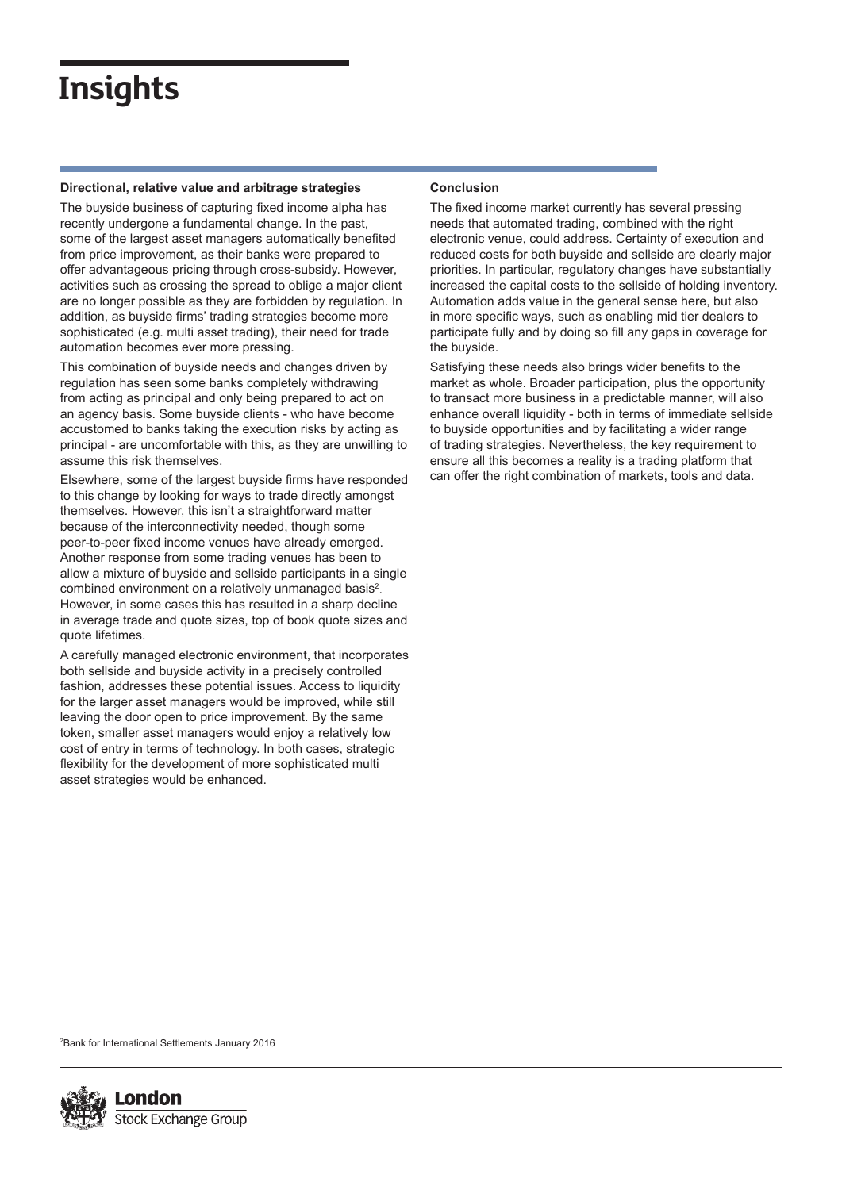## Directional, relative value and arbitrage strategies

The buyside business of capturing fixed income alpha has recently undergone a fundamental change. In the past, some of the largest asset managers automatically benefited from price improvement, as their banks were prepared to offer advantageous pricing through cross-subsidy. However, activities such as crossing the spread to oblige a major client are no longer possible as they are forbidden by regulation. In addition, as buyside firms' trading strategies become more sophisticated (e.g. multi asset trading), their need for trade automation becomes ever more pressing.

This combination of buyside needs and changes driven by regulation has seen some banks completely withdrawing from acting as principal and only being prepared to act on an agency basis. Some buyside clients - who have become accustomed to banks taking the execution risks by acting as principal - are uncomfortable with this, as they are unwilling to assume this risk themselves.

Elsewhere, some of the largest buyside firms have responded to this change by looking for ways to trade directly amongst themselves. However, this isn't a straightforward matter because of the interconnectivity needed, though some peer-to-peer fixed income venues have already emerged. Another response from some trading venues has been to allow a mixture of buyside and sellside participants in a single combined environment on a relatively unmanaged basis[2]. However, in some cases this has resulted in a sharp decline in average trade and quote sizes, top of book quote sizes and quote lifetimes.

A carefully managed electronic environment, that incorporates both sellside and buyside activity in a precisely controlled fashion, addresses these potential issues. Access to liquidity for the larger asset managers would be improved, while still leaving the door open to price improvement. By the same token, smaller asset managers would enjoy a relatively low cost of entry in terms of technology. In both cases, strategic flexibility for the development of more sophisticated multi asset strategies would be enhanced.

## Conclusion

The fixed income market currently has several pressing needs that automated trading, combined with the right electronic venue, could address. Certainty of execution and reduced costs for both buyside and sellside are clearly major priorities. In particular, regulatory changes have substantially increased the capital costs to the sellside of holding inventory. Automation adds value in the general sense here, but also in more specific ways, such as enabling mid tier dealers to participate fully and by doing so fill any gaps in coverage for the buyside.

Satisfying these needs also brings wider benefits to the market as whole. Broader participation, plus the opportunity to transact more business in a predictable manner, will also enhance overall liquidity - both in terms of immediate sellside to buyside opportunities and by facilitating a wider range of trading strategies. Nevertheless, the key requirement to ensure all this becomes a reality is a trading platform that can offer the right combination of markets, tools and data.

[2]Bank for International Settlements January 2016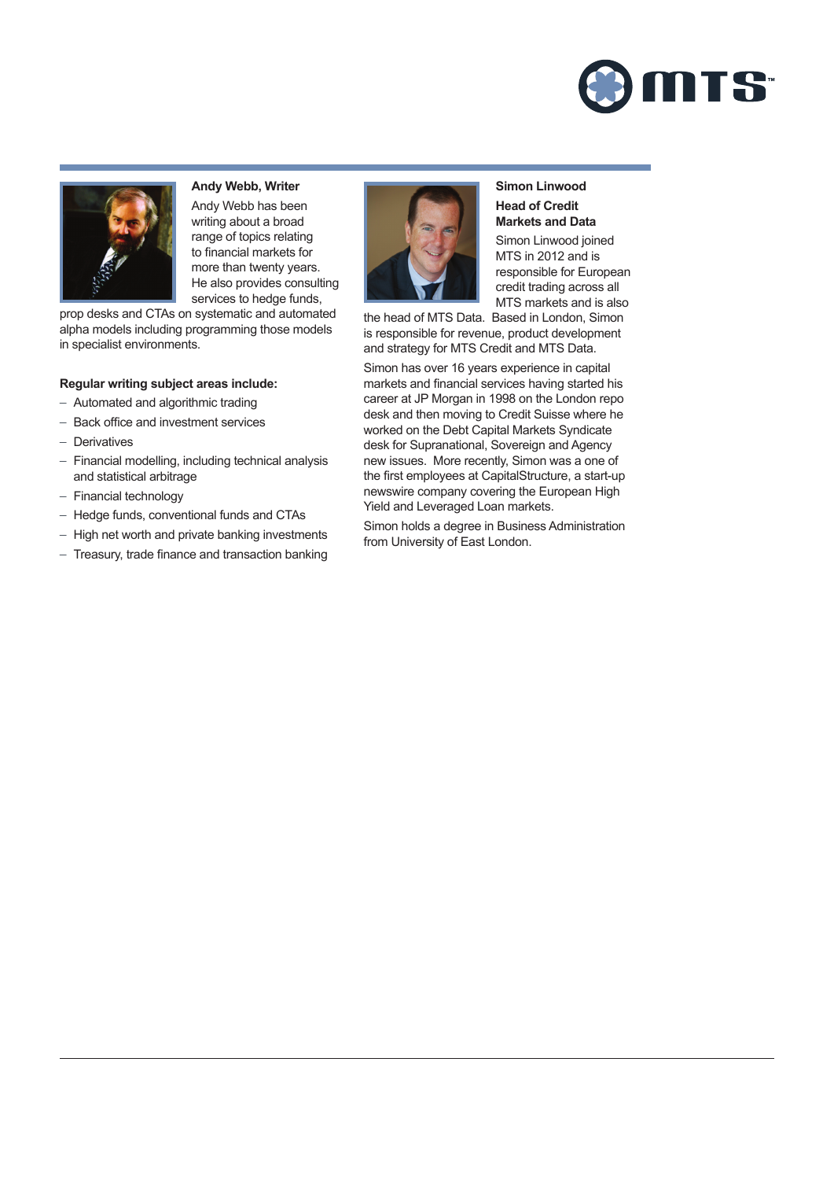**Andy Webb, Writer**

Andy Webb has been writing about a broad range of topics relating to financial markets for more than twenty years. He also provides consulting services to hedge funds, prop desks and CTAs on systematic and automated alpha models including programming those models in specialist environments.

**Regular writing subject areas include:**

- Automated and algorithmic trading
- Back office and investment services
- Derivatives
- Financial modelling, including technical analysis and statistical arbitrage
- Financial technology
- Hedge funds, conventional funds and CTAs
- High net worth and private banking investments
- Treasury, trade finance and transaction banking

**Simon Linwood**

**Head of Credit Markets and Data**

Simon Linwood joined MTS in 2012 and is responsible for European credit trading across all MTS markets and is also the head of MTS Data. Based in London, Simon is responsible for revenue, product development and strategy for MTS Credit and MTS Data.

Simon has over 16 years experience in capital markets and financial services having started his career at JP Morgan in 1998 on the London repo desk and then moving to Credit Suisse where he worked on the Debt Capital Markets Syndicate desk for Supranational, Sovereign and Agency new issues. More recently, Simon was a one of the first employees at CapitalStructure, a start-up newswire company covering the European High Yield and Leveraged Loan markets.

Simon holds a degree in Business Administration from University of East London.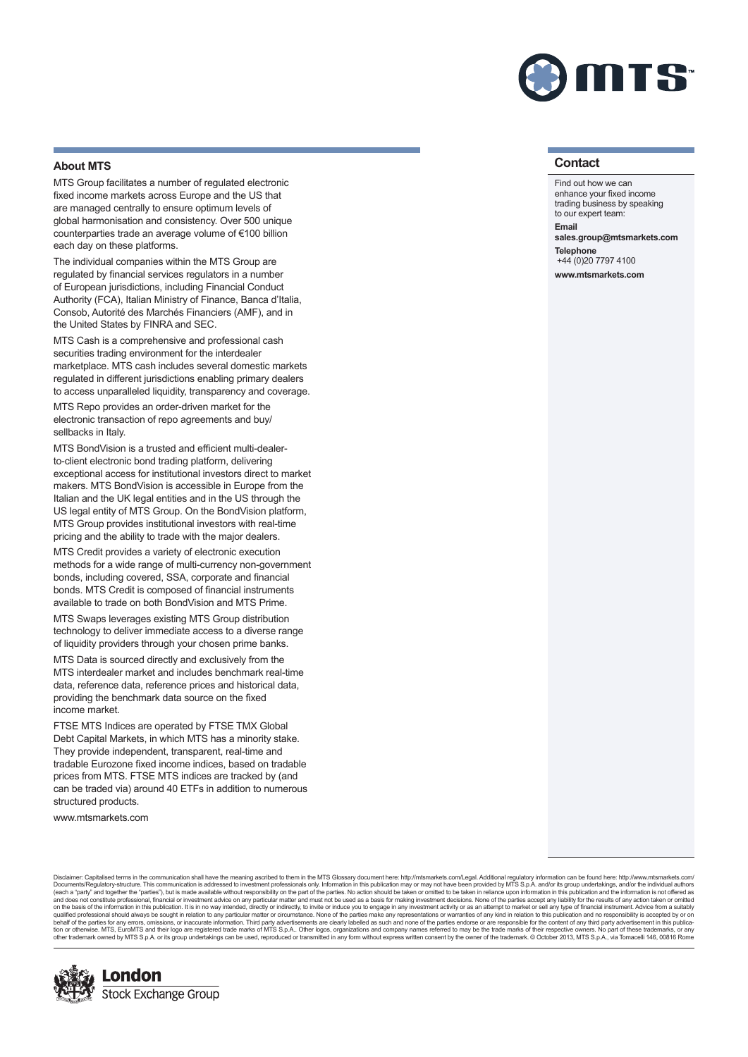## About MTS

MTS Group facilitates a number of regulated electronic fixed income markets across Europe and the US that are managed centrally to ensure optimum levels of global harmonisation and consistency. Over 500 unique counterparties trade an average volume of €100 billion each day on these platforms.

The individual companies within the MTS Group are regulated by financial services regulators in a number of European jurisdictions, including Financial Conduct Authority (FCA), Italian Ministry of Finance, Banca d'Italia, Consob, Autorité des Marchés Financiers (AMF), and in the United States by FINRA and SEC.

MTS Cash is a comprehensive and professional cash securities trading environment for the interdealer marketplace. MTS cash includes several domestic markets regulated in different jurisdictions enabling primary dealers to access unparalleled liquidity, transparency and coverage.

MTS Repo provides an order-driven market for the electronic transaction of repo agreements and buy/sellbacks in Italy.

MTS BondVision is a trusted and efficient multi-dealer-to-client electronic bond trading platform, delivering exceptional access for institutional investors direct to market makers. MTS BondVision is accessible in Europe from the Italian and the UK legal entities and in the US through the US legal entity of MTS Group. On the BondVision platform, MTS Group provides institutional investors with real-time pricing and the ability to trade with the major dealers.

MTS Credit provides a variety of electronic execution methods for a wide range of multi-currency non-government bonds, including covered, SSA, corporate and financial bonds. MTS Credit is composed of financial instruments available to trade on both BondVision and MTS Prime.

MTS Swaps leverages existing MTS Group distribution technology to deliver immediate access to a diverse range of liquidity providers through your chosen prime banks.

MTS Data is sourced directly and exclusively from the MTS interdealer market and includes benchmark real-time data, reference data, reference prices and historical data, providing the benchmark data source on the fixed income market.

FTSE MTS Indices are operated by FTSE TMX Global Debt Capital Markets, in which MTS has a minority stake. They provide independent, transparent, real-time and tradable Eurozone fixed income indices, based on tradable prices from MTS. FTSE MTS indices are tracked by (and can be traded via) around 40 ETFs in addition to numerous structured products.

www.mtsmarkets.com

## Contact

Find out how we can enhance your fixed income trading business by speaking to our expert team:

**Email**
**sales.group@mtsmarkets.com**

**Telephone**
+44 (0)20 7797 4100

**www.mtsmarkets.com**

Disclaimer: Capitalised terms in the communication shall have the meaning ascribed to them in the MTS Glossary document here: http://mtsmarkets.com/Legal. Additional regulatory information can be found here: http://www.mtsmarkets.com/Documents/Regulatory-structure. This communication is addressed to investment professionals only. Information in this publication may or may not have been provided by MTS S.p.A. and/or its group undertakings, and/or the individual authors (each a "party" and together the "parties"), but is made available without responsibility on the part of the parties. No action should be taken or omitted to be taken in reliance upon information in this publication and the information is not offered as and does not constitute professional, financial or investment advice on any particular matter and must not be used as a basis for making investment decisions. None of the parties accept any liability for the results of any action taken or omitted on the basis of the information in this publication. It is in no way intended, directly or indirectly, to invite or induce you to engage in any investment activity or as an attempt to market or sell any type of financial instrument. Advice from a suitably qualified professional should always be sought in relation to any particular matter or circumstance. None of the parties make any representations or warranties of any kind in relation to this publication and no responsibility is accepted by or on behalf of the parties for any errors, omissions, or inaccurate information. Third party advertisements are clearly labelled as such and none of the parties endorse or are responsible for the content of any third party advertisement in this publication or otherwise. MTS, EuroMTS and their logo are registered trade marks of MTS S.p.A.. Other logos, organizations and company names referred to may be the trade marks of their respective owners. No part of these trademarks, or any other trademark owned by MTS S.p.A. or its group undertakings can be used, reproduced or transmitted in any form without express written consent by the owner of the trademark. © October 2013, MTS S.p.A., via Tomacelli 146, 00816 Rome

London Stock Exchange Group